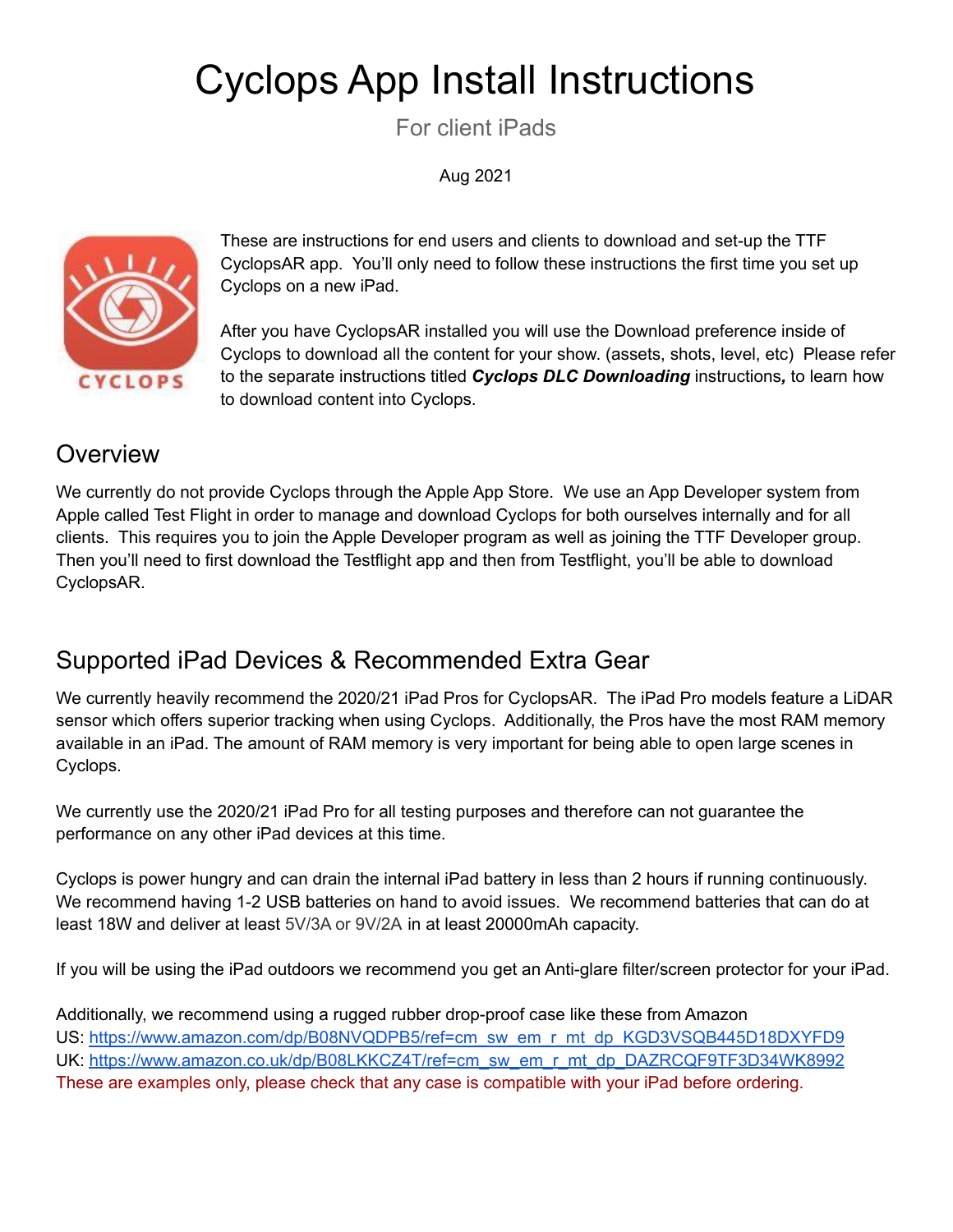# Cyclops App Install Instructions

For client iPads

Aug 2021

These are instructions for end users and clients to download and set-up the TTF CyclopsAR app. You'll only need to follow these instructions the first time you set up Cyclops on a new iPad.

After you have CyclopsAR installed you will use the Download preference inside of Cyclops to download all the content for your show. (assets, shots, level, etc) Please refer to the separate instructions titled ***Cyclops DLC Downloading*** instructions***,*** to learn how to download content into Cyclops.

## Overview

We currently do not provide Cyclops through the Apple App Store. We use an App Developer system from Apple called Test Flight in order to manage and download Cyclops for both ourselves internally and for all clients. This requires you to join the Apple Developer program as well as joining the TTF Developer group. Then you'll need to first download the Testflight app and then from Testflight, you'll be able to download CyclopsAR.

## Supported iPad Devices & Recommended Extra Gear

We currently heavily recommend the 2020/21 iPad Pros for CyclopsAR. The iPad Pro models feature a LiDAR sensor which offers superior tracking when using Cyclops. Additionally, the Pros have the most RAM memory available in an iPad. The amount of RAM memory is very important for being able to open large scenes in Cyclops.

We currently use the 2020/21 iPad Pro for all testing purposes and therefore can not guarantee the performance on any other iPad devices at this time.

Cyclops is power hungry and can drain the internal iPad battery in less than 2 hours if running continuously. We recommend having 1-2 USB batteries on hand to avoid issues. We recommend batteries that can do at least 18W and deliver at least 5V/3A or 9V/2A in at least 20000mAh capacity.

If you will be using the iPad outdoors we recommend you get an Anti-glare filter/screen protector for your iPad.

Additionally, we recommend using a rugged rubber drop-proof case like these from Amazon
US: https://www.amazon.com/dp/B08NVQDPB5/ref=cm_sw_em_r_mt_dp_KGD3VSQB445D18DXYFD9
UK: https://www.amazon.co.uk/dp/B08LKKCZ4T/ref=cm_sw_em_r_mt_dp_DAZRCQF9TF3D34WK8992
These are examples only, please check that any case is compatible with your iPad before ordering.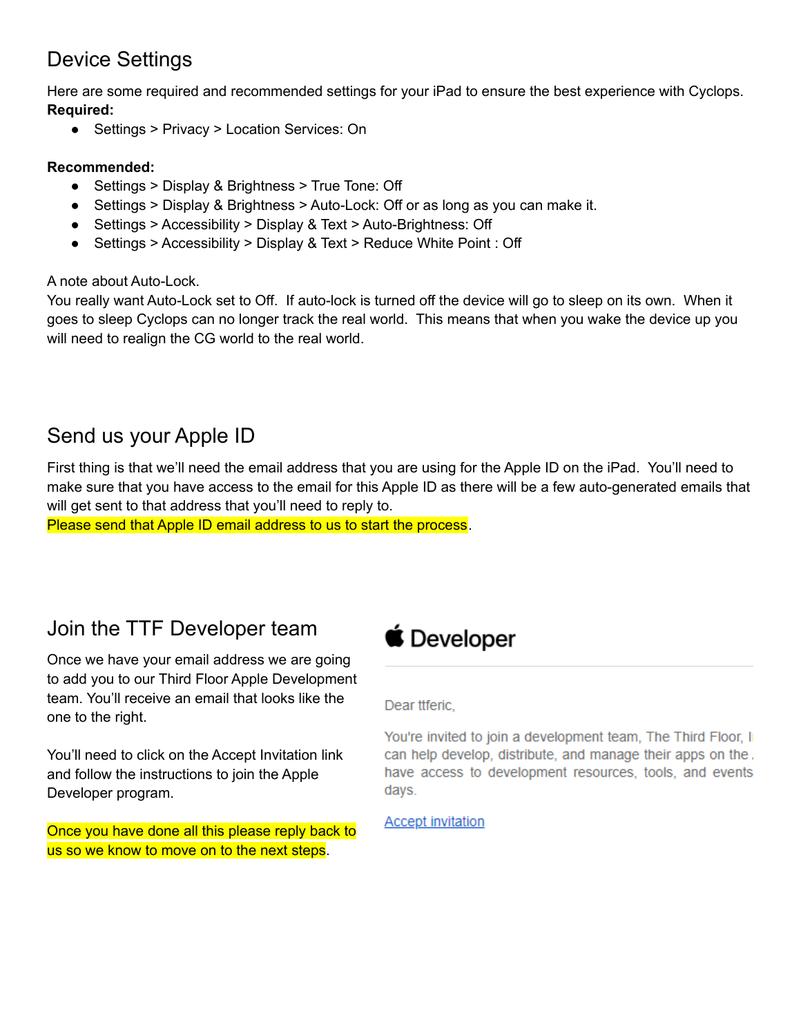## Device Settings

Here are some required and recommended settings for your iPad to ensure the best experience with Cyclops.

**Required:**

- Settings > Privacy > Location Services: On

**Recommended:**

- Settings > Display & Brightness > True Tone: Off
- Settings > Display & Brightness > Auto-Lock: Off or as long as you can make it.
- Settings > Accessibility > Display & Text > Auto-Brightness: Off
- Settings > Accessibility > Display & Text > Reduce White Point : Off

A note about Auto-Lock.
You really want Auto-Lock set to Off. If auto-lock is turned off the device will go to sleep on its own. When it goes to sleep Cyclops can no longer track the real world. This means that when you wake the device up you will need to realign the CG world to the real world.

## Send us your Apple ID

First thing is that we'll need the email address that you are using for the Apple ID on the iPad. You'll need to make sure that you have access to the email for this Apple ID as there will be a few auto-generated emails that will get sent to that address that you'll need to reply to.
Please send that Apple ID email address to us to start the process.

## Join the TTF Developer team

Once we have your email address we are going to add you to our Third Floor Apple Development team. You'll receive an email that looks like the one to the right.

You'll need to click on the Accept Invitation link and follow the instructions to join the Apple Developer program.

Once you have done all this please reply back to us so we know to move on to the next steps.

 Developer

Dear ttferic,

You're invited to join a development team, The Third Floor, I can help develop, distribute, and manage their apps on the have access to development resources, tools, and events days.

Accept invitation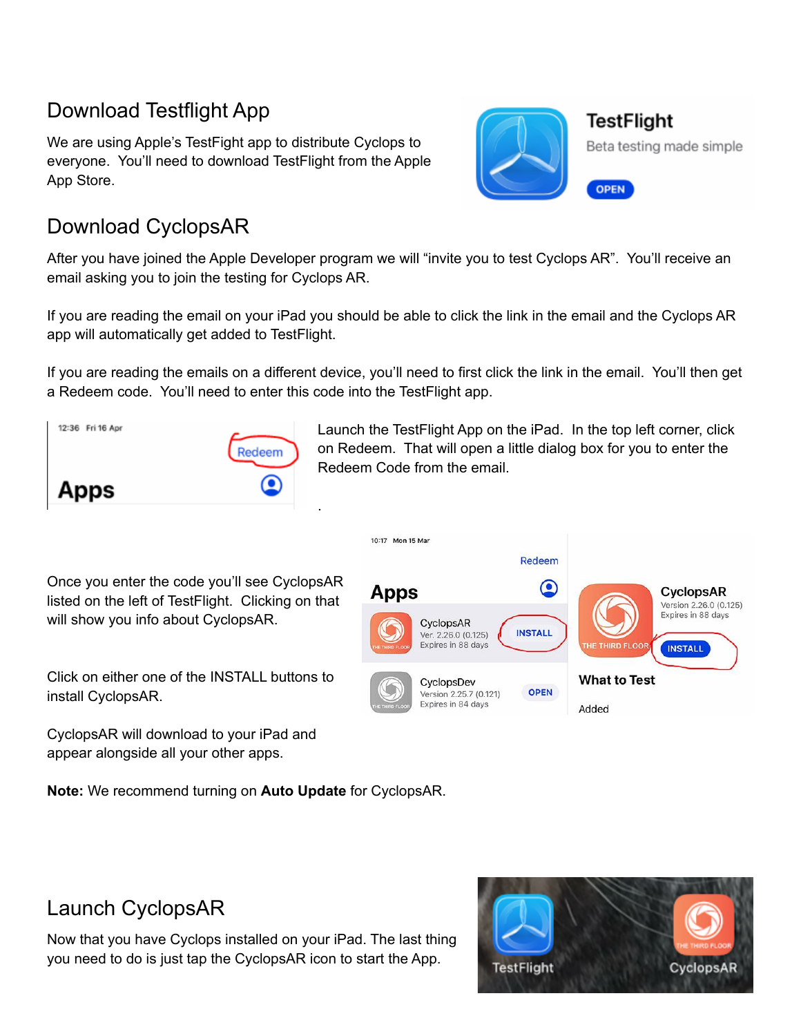## Download Testflight App

We are using Apple's TestFight app to distribute Cyclops to everyone. You'll need to download TestFlight from the Apple App Store.

## Download CyclopsAR

After you have joined the Apple Developer program we will "invite you to test Cyclops AR". You'll receive an email asking you to join the testing for Cyclops AR.

If you are reading the email on your iPad you should be able to click the link in the email and the Cyclops AR app will automatically get added to TestFlight.

If you are reading the emails on a different device, you'll need to first click the link in the email. You'll then get a Redeem code. You'll need to enter this code into the TestFlight app.

Launch the TestFlight App on the iPad. In the top left corner, click on Redeem. That will open a little dialog box for you to enter the Redeem Code from the email.

Once you enter the code you'll see CyclopsAR listed on the left of TestFlight. Clicking on that will show you info about CyclopsAR.

Click on either one of the INSTALL buttons to install CyclopsAR.

CyclopsAR will download to your iPad and appear alongside all your other apps.

**Note:** We recommend turning on **Auto Update** for CyclopsAR.

## Launch CyclopsAR

Now that you have Cyclops installed on your iPad. The last thing you need to do is just tap the CyclopsAR icon to start the App.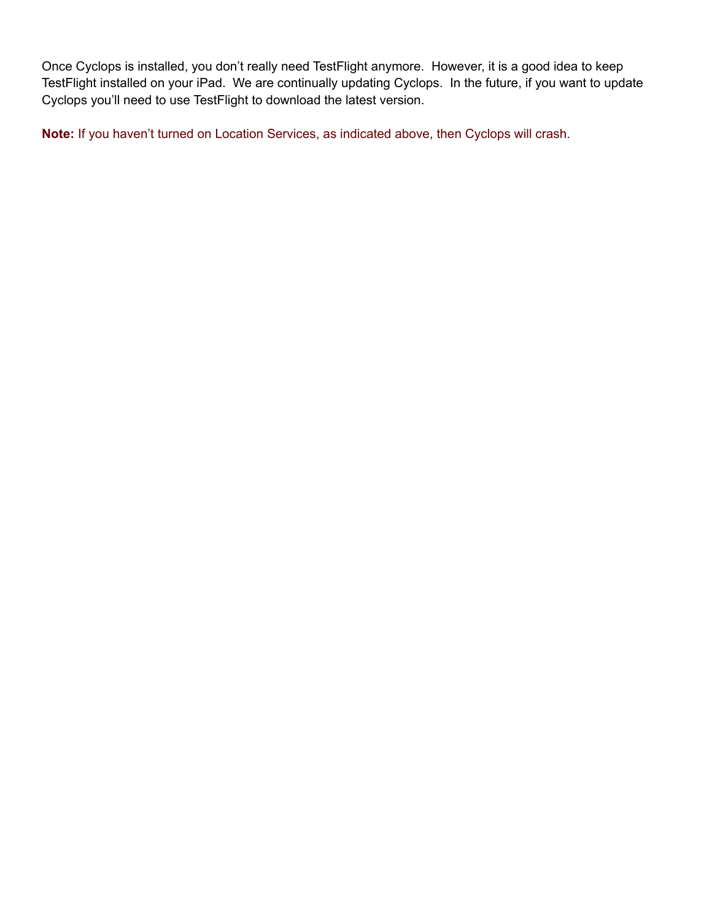Once Cyclops is installed, you don't really need TestFlight anymore.  However, it is a good idea to keep TestFlight installed on your iPad.  We are continually updating Cyclops.  In the future, if you want to update Cyclops you'll need to use TestFlight to download the latest version.

**Note:** If you haven't turned on Location Services, as indicated above, then Cyclops will crash.